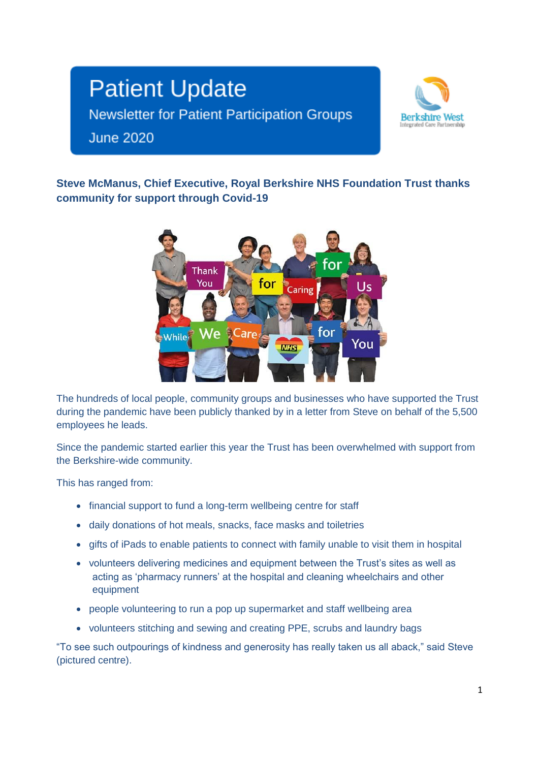# Patient Update

Newsletter for Patient Participation Groups

June 2020

**Steve McManus, Chief Executive, Royal Berkshire NHS Foundation Trust thanks community for support through Covid-19**

The hundreds of local people, community groups and businesses who have supported the Trust during the pandemic have been publicly thanked by in a letter from Steve on behalf of the 5,500 employees he leads.

Since the pandemic started earlier this year the Trust has been overwhelmed with support from the Berkshire-wide community.

This has ranged from:

- financial support to fund a long-term wellbeing centre for staff
- daily donations of hot meals, snacks, face masks and toiletries
- gifts of iPads to enable patients to connect with family unable to visit them in hospital
- volunteers delivering medicines and equipment between the Trust's sites as well as acting as 'pharmacy runners' at the hospital and cleaning wheelchairs and other equipment
- people volunteering to run a pop up supermarket and staff wellbeing area
- volunteers stitching and sewing and creating PPE, scrubs and laundry bags

"To see such outpourings of kindness and generosity has really taken us all aback," said Steve (pictured centre).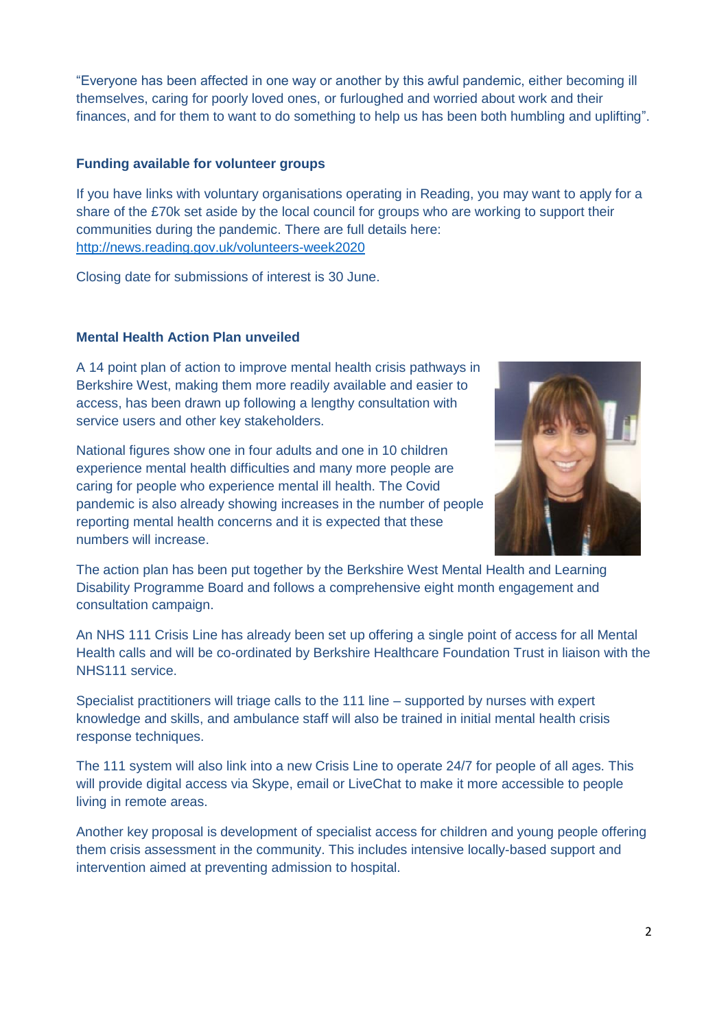"Everyone has been affected in one way or another by this awful pandemic, either becoming ill themselves, caring for poorly loved ones, or furloughed and worried about work and their finances, and for them to want to do something to help us has been both humbling and uplifting".

**Funding available for volunteer groups**

If you have links with voluntary organisations operating in Reading, you may want to apply for a share of the £70k set aside by the local council for groups who are working to support their communities during the pandemic. There are full details here: http://news.reading.gov.uk/volunteers-week2020

Closing date for submissions of interest is 30 June.

**Mental Health Action Plan unveiled**

A 14 point plan of action to improve mental health crisis pathways in Berkshire West, making them more readily available and easier to access, has been drawn up following a lengthy consultation with service users and other key stakeholders.

National figures show one in four adults and one in 10 children experience mental health difficulties and many more people are caring for people who experience mental ill health. The Covid pandemic is also already showing increases in the number of people reporting mental health concerns and it is expected that these numbers will increase.

The action plan has been put together by the Berkshire West Mental Health and Learning Disability Programme Board and follows a comprehensive eight month engagement and consultation campaign.

An NHS 111 Crisis Line has already been set up offering a single point of access for all Mental Health calls and will be co-ordinated by Berkshire Healthcare Foundation Trust in liaison with the NHS111 service.

Specialist practitioners will triage calls to the 111 line – supported by nurses with expert knowledge and skills, and ambulance staff will also be trained in initial mental health crisis response techniques.

The 111 system will also link into a new Crisis Line to operate 24/7 for people of all ages. This will provide digital access via Skype, email or LiveChat to make it more accessible to people living in remote areas.

Another key proposal is development of specialist access for children and young people offering them crisis assessment in the community. This includes intensive locally-based support and intervention aimed at preventing admission to hospital.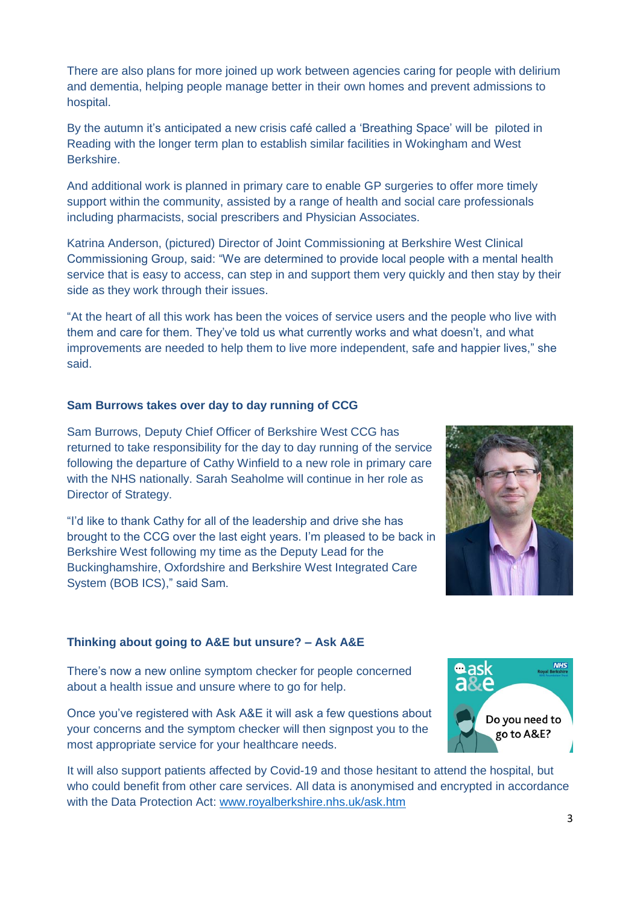There are also plans for more joined up work between agencies caring for people with delirium and dementia, helping people manage better in their own homes and prevent admissions to hospital.

By the autumn it's anticipated a new crisis café called a 'Breathing Space' will be piloted in Reading with the longer term plan to establish similar facilities in Wokingham and West Berkshire.

And additional work is planned in primary care to enable GP surgeries to offer more timely support within the community, assisted by a range of health and social care professionals including pharmacists, social prescribers and Physician Associates.

Katrina Anderson, (pictured) Director of Joint Commissioning at Berkshire West Clinical Commissioning Group, said: "We are determined to provide local people with a mental health service that is easy to access, can step in and support them very quickly and then stay by their side as they work through their issues.

"At the heart of all this work has been the voices of service users and the people who live with them and care for them. They've told us what currently works and what doesn't, and what improvements are needed to help them to live more independent, safe and happier lives," she said.

### Sam Burrows takes over day to day running of CCG

Sam Burrows, Deputy Chief Officer of Berkshire West CCG has returned to take responsibility for the day to day running of the service following the departure of Cathy Winfield to a new role in primary care with the NHS nationally. Sarah Seaholme will continue in her role as Director of Strategy.

"I'd like to thank Cathy for all of the leadership and drive she has brought to the CCG over the last eight years. I'm pleased to be back in Berkshire West following my time as the Deputy Lead for the Buckinghamshire, Oxfordshire and Berkshire West Integrated Care System (BOB ICS)," said Sam.

### Thinking about going to A&E but unsure? – Ask A&E

There's now a new online symptom checker for people concerned about a health issue and unsure where to go for help.

Once you've registered with Ask A&E it will ask a few questions about your concerns and the symptom checker will then signpost you to the most appropriate service for your healthcare needs.

It will also support patients affected by Covid-19 and those hesitant to attend the hospital, but who could benefit from other care services. All data is anonymised and encrypted in accordance with the Data Protection Act: www.royalberkshire.nhs.uk/ask.htm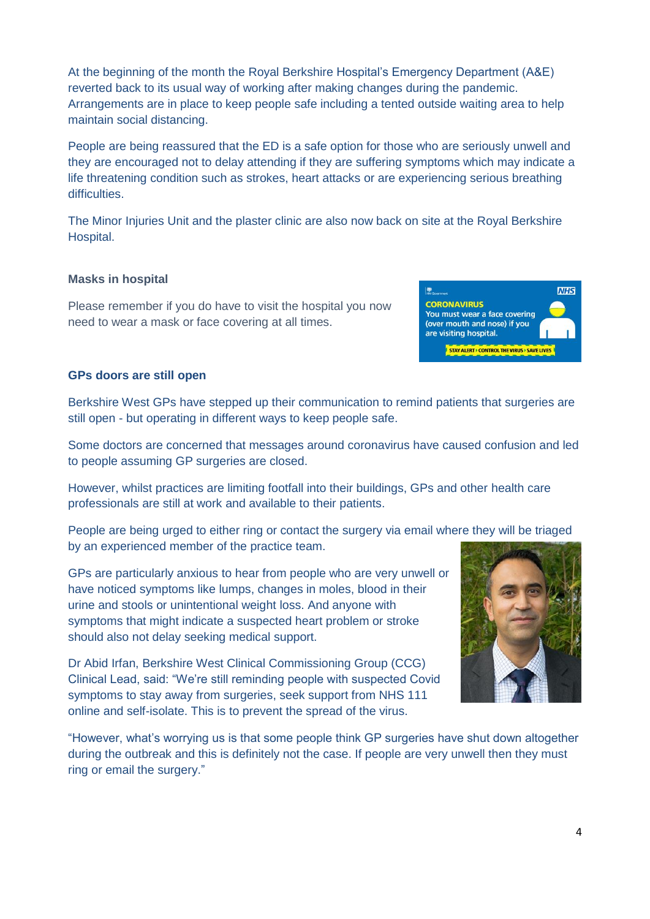At the beginning of the month the Royal Berkshire Hospital's Emergency Department (A&E) reverted back to its usual way of working after making changes during the pandemic. Arrangements are in place to keep people safe including a tented outside waiting area to help maintain social distancing.

People are being reassured that the ED is a safe option for those who are seriously unwell and they are encouraged not to delay attending if they are suffering symptoms which may indicate a life threatening condition such as strokes, heart attacks or are experiencing serious breathing difficulties.

The Minor Injuries Unit and the plaster clinic are also now back on site at the Royal Berkshire Hospital.

### Masks in hospital

Please remember if you do have to visit the hospital you now need to wear a mask or face covering at all times.

### GPs doors are still open

Berkshire West GPs have stepped up their communication to remind patients that surgeries are still open - but operating in different ways to keep people safe.

Some doctors are concerned that messages around coronavirus have caused confusion and led to people assuming GP surgeries are closed.

However, whilst practices are limiting footfall into their buildings, GPs and other health care professionals are still at work and available to their patients.

People are being urged to either ring or contact the surgery via email where they will be triaged by an experienced member of the practice team.

GPs are particularly anxious to hear from people who are very unwell or have noticed symptoms like lumps, changes in moles, blood in their urine and stools or unintentional weight loss. And anyone with symptoms that might indicate a suspected heart problem or stroke should also not delay seeking medical support.

Dr Abid Irfan, Berkshire West Clinical Commissioning Group (CCG) Clinical Lead, said: "We're still reminding people with suspected Covid symptoms to stay away from surgeries, seek support from NHS 111 online and self-isolate. This is to prevent the spread of the virus.

"However, what's worrying us is that some people think GP surgeries have shut down altogether during the outbreak and this is definitely not the case. If people are very unwell then they must ring or email the surgery."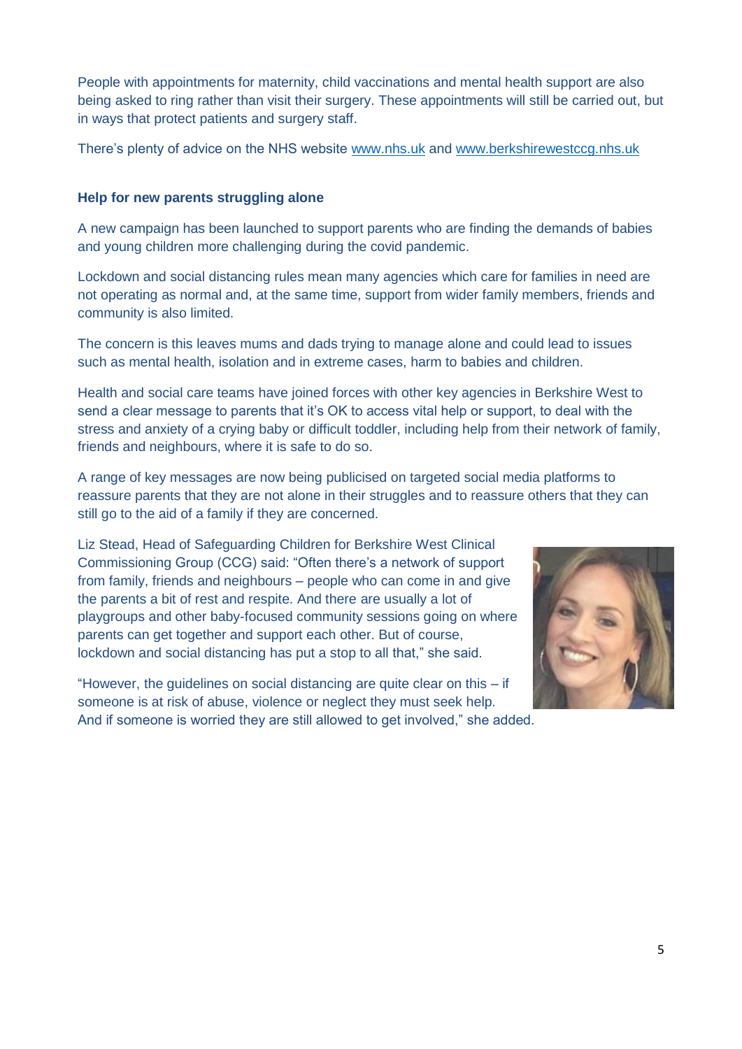People with appointments for maternity, child vaccinations and mental health support are also being asked to ring rather than visit their surgery. These appointments will still be carried out, but in ways that protect patients and surgery staff.

There's plenty of advice on the NHS website www.nhs.uk and www.berkshirewestccg.nhs.uk

### Help for new parents struggling alone

A new campaign has been launched to support parents who are finding the demands of babies and young children more challenging during the covid pandemic.

Lockdown and social distancing rules mean many agencies which care for families in need are not operating as normal and, at the same time, support from wider family members, friends and community is also limited.

The concern is this leaves mums and dads trying to manage alone and could lead to issues such as mental health, isolation and in extreme cases, harm to babies and children.

Health and social care teams have joined forces with other key agencies in Berkshire West to send a clear message to parents that it's OK to access vital help or support, to deal with the stress and anxiety of a crying baby or difficult toddler, including help from their network of family, friends and neighbours, where it is safe to do so.

A range of key messages are now being publicised on targeted social media platforms to reassure parents that they are not alone in their struggles and to reassure others that they can still go to the aid of a family if they are concerned.

Liz Stead, Head of Safeguarding Children for Berkshire West Clinical Commissioning Group (CCG) said: "Often there's a network of support from family, friends and neighbours – people who can come in and give the parents a bit of rest and respite. And there are usually a lot of playgroups and other baby-focused community sessions going on where parents can get together and support each other. But of course, lockdown and social distancing has put a stop to all that," she said.

"However, the guidelines on social distancing are quite clear on this – if someone is at risk of abuse, violence or neglect they must seek help. And if someone is worried they are still allowed to get involved," she added.